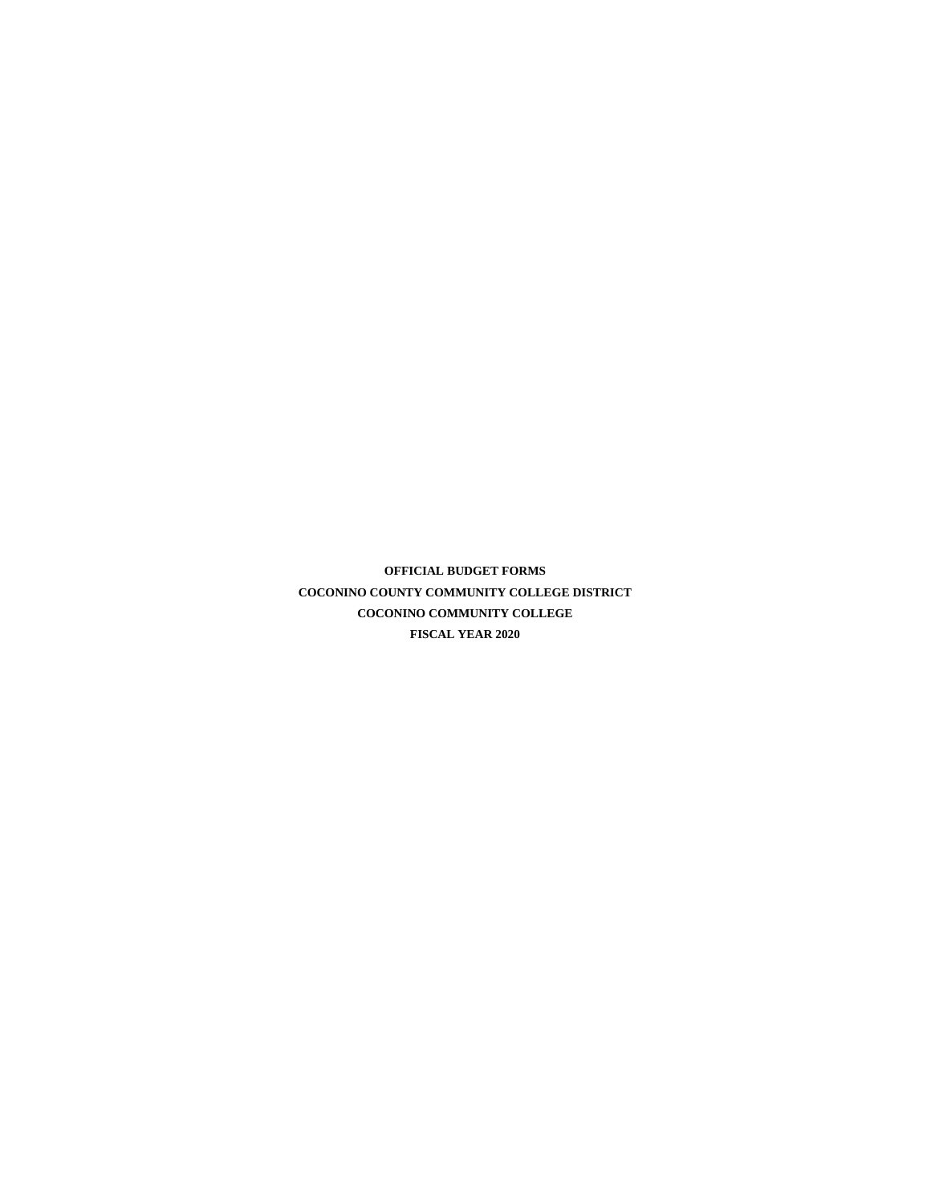**OFFICIAL BUDGET FORMS**

**COCONINO COUNTY COMMUNITY COLLEGE DISTRICT**

**COCONINO COMMUNITY COLLEGE**

**FISCAL YEAR 2020**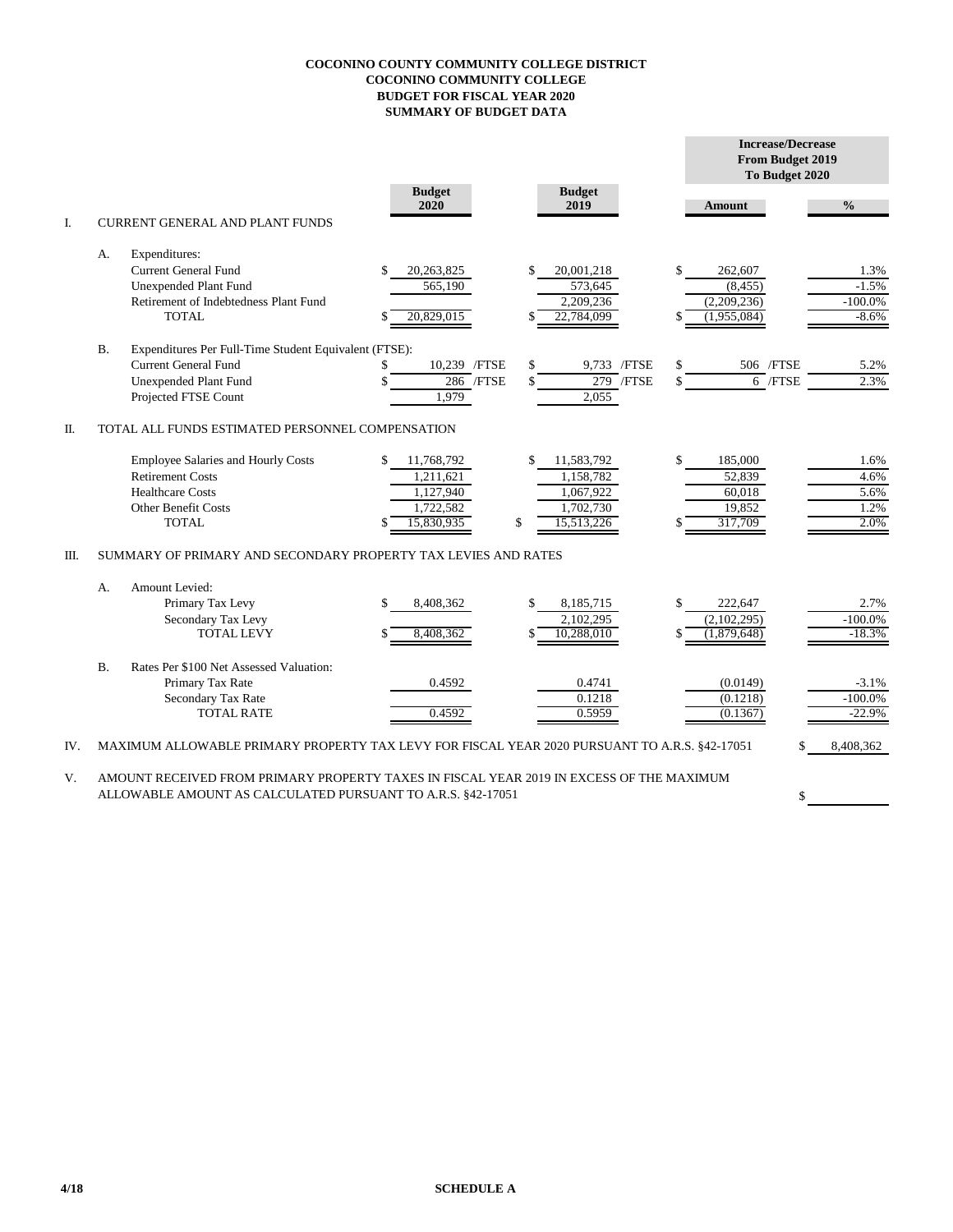**COCONINO COUNTY COMMUNITY COLLEGE DISTRICT**
**COCONINO COMMUNITY COLLEGE**
**BUDGET FOR FISCAL YEAR 2020**
**SUMMARY OF BUDGET DATA**

| | | Budget 2020 | Budget 2019 | Increase/Decrease From Budget 2019 To Budget 2020 Amount | % |
|---|---|---|---|---|---|
| I. | CURRENT GENERAL AND PLANT FUNDS | | | | |
| A. | Expenditures: | | | | |
| | Current General Fund | $ 20,263,825 | $ 20,001,218 | $ 262,607 | 1.3% |
| | Unexpended Plant Fund | 565,190 | 573,645 | (8,455) | -1.5% |
| | Retirement of Indebtedness Plant Fund | | 2,209,236 | (2,209,236) | -100.0% |
| | TOTAL | $ 20,829,015 | $ 22,784,099 | $ (1,955,084) | -8.6% |
| B. | Expenditures Per Full-Time Student Equivalent (FTSE): | | | | |
| | Current General Fund | $ 10,239 /FTSE | $ 9,733 /FTSE | $ 506 /FTSE | 5.2% |
| | Unexpended Plant Fund | $ 286 /FTSE | $ 279 /FTSE | $ 6 /FTSE | 2.3% |
| | Projected FTSE Count | 1,979 | 2,055 | | |
| II. | TOTAL ALL FUNDS ESTIMATED PERSONNEL COMPENSATION | | | | |
| | Employee Salaries and Hourly Costs | $ 11,768,792 | $ 11,583,792 | $ 185,000 | 1.6% |
| | Retirement Costs | 1,211,621 | 1,158,782 | 52,839 | 4.6% |
| | Healthcare Costs | 1,127,940 | 1,067,922 | 60,018 | 5.6% |
| | Other Benefit Costs | 1,722,582 | 1,702,730 | 19,852 | 1.2% |
| | TOTAL | $ 15,830,935 | $ 15,513,226 | $ 317,709 | 2.0% |
| III. | SUMMARY OF PRIMARY AND SECONDARY PROPERTY TAX LEVIES AND RATES | | | | |
| A. | Amount Levied: | | | | |
| | Primary Tax Levy | $ 8,408,362 | $ 8,185,715 | $ 222,647 | 2.7% |
| | Secondary Tax Levy | | 2,102,295 | (2,102,295) | -100.0% |
| | TOTAL LEVY | $ 8,408,362 | $ 10,288,010 | $ (1,879,648) | -18.3% |
| B. | Rates Per $100 Net Assessed Valuation: | | | | |
| | Primary Tax Rate | 0.4592 | 0.4741 | (0.0149) | -3.1% |
| | Secondary Tax Rate | | 0.1218 | (0.1218) | -100.0% |
| | TOTAL RATE | 0.4592 | 0.5959 | (0.1367) | -22.9% |

IV. MAXIMUM ALLOWABLE PRIMARY PROPERTY TAX LEVY FOR FISCAL YEAR 2020 PURSUANT TO A.R.S. §42-17051 $ 8,408,362

V. AMOUNT RECEIVED FROM PRIMARY PROPERTY TAXES IN FISCAL YEAR 2019 IN EXCESS OF THE MAXIMUM ALLOWABLE AMOUNT AS CALCULATED PURSUANT TO A.R.S. §42-17051 $ ____________

4/18

**SCHEDULE A**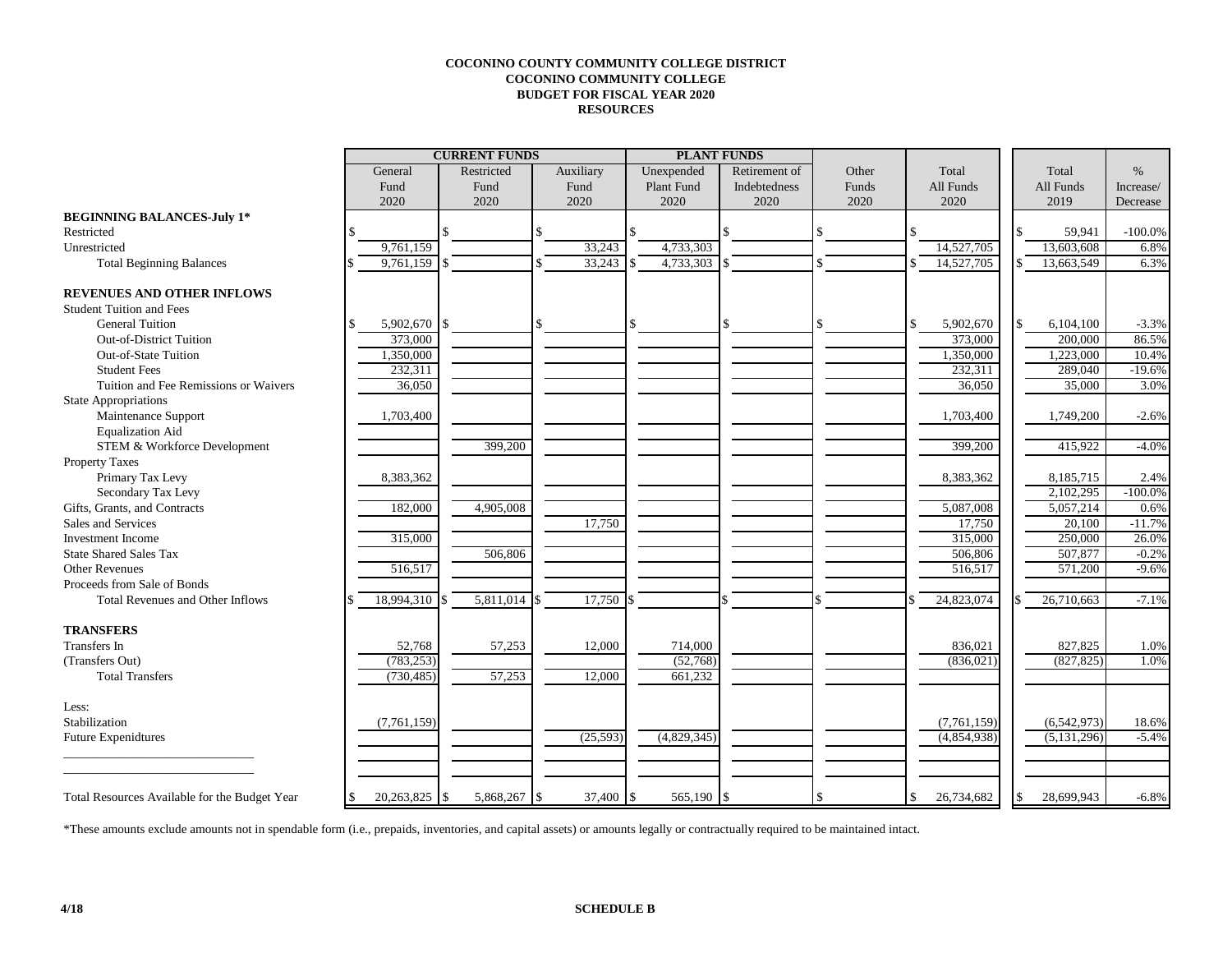**COCONINO COUNTY COMMUNITY COLLEGE DISTRICT**
**COCONINO COMMUNITY COLLEGE**
**BUDGET FOR FISCAL YEAR 2020**
**RESOURCES**

| | CURRENT FUNDS | | | PLANT FUNDS | | | | | | |
|---|---|---|---|---|---|---|---|---|---|---|
| | General Fund 2020 | Restricted Fund 2020 | Auxiliary Fund 2020 | Unexpended Plant Fund 2020 | Retirement of Indebtedness 2020 | Other Funds 2020 | Total All Funds 2020 | | Total All Funds 2019 | % Increase/ Decrease |
| **BEGINNING BALANCES-July 1*** | | | | | | | | | | |
| Restricted | $ | $ | $ | $ | $ | $ | $ | | $ 59,941 | -100.0% |
| Unrestricted | 9,761,159 | | 33,243 | 4,733,303 | | | 14,527,705 | | 13,603,608 | 6.8% |
| Total Beginning Balances | $ 9,761,159 | $ | $ 33,243 | $ 4,733,303 | $ | $ | $ 14,527,705 | | $ 13,663,549 | 6.3% |
| **REVENUES AND OTHER INFLOWS** | | | | | | | | | | |
| Student Tuition and Fees | | | | | | | | | | |
| General Tuition | $ 5,902,670 | $ | $ | $ | $ | $ | $ 5,902,670 | | $ 6,104,100 | -3.3% |
| Out-of-District Tuition | 373,000 | | | | | | 373,000 | | 200,000 | 86.5% |
| Out-of-State Tuition | 1,350,000 | | | | | | 1,350,000 | | 1,223,000 | 10.4% |
| Student Fees | 232,311 | | | | | | 232,311 | | 289,040 | -19.6% |
| Tuition and Fee Remissions or Waivers | 36,050 | | | | | | 36,050 | | 35,000 | 3.0% |
| State Appropriations | | | | | | | | | | |
| Maintenance Support | 1,703,400 | | | | | | 1,703,400 | | 1,749,200 | -2.6% |
| Equalization Aid | | | | | | | | | | |
| STEM & Workforce Development | | 399,200 | | | | | 399,200 | | 415,922 | -4.0% |
| Property Taxes | | | | | | | | | | |
| Primary Tax Levy | 8,383,362 | | | | | | 8,383,362 | | 8,185,715 | 2.4% |
| Secondary Tax Levy | | | | | | | | | 2,102,295 | -100.0% |
| Gifts, Grants, and Contracts | 182,000 | 4,905,008 | | | | | 5,087,008 | | 5,057,214 | 0.6% |
| Sales and Services | | | 17,750 | | | | 17,750 | | 20,100 | -11.7% |
| Investment Income | 315,000 | | | | | | 315,000 | | 250,000 | 26.0% |
| State Shared Sales Tax | | 506,806 | | | | | 506,806 | | 507,877 | -0.2% |
| Other Revenues | 516,517 | | | | | | 516,517 | | 571,200 | -9.6% |
| Proceeds from Sale of Bonds | | | | | | | | | | |
| Total Revenues and Other Inflows | $ 18,994,310 | $ 5,811,014 | $ 17,750 | $ | $ | $ | $ 24,823,074 | | $ 26,710,663 | -7.1% |
| **TRANSFERS** | | | | | | | | | | |
| Transfers In | 52,768 | 57,253 | 12,000 | 714,000 | | | 836,021 | | 827,825 | 1.0% |
| (Transfers Out) | (783,253) | | | (52,768) | | | (836,021) | | (827,825) | 1.0% |
| Total Transfers | (730,485) | 57,253 | 12,000 | 661,232 | | | | | | |
| Less: | | | | | | | | | | |
| Stabilization | (7,761,159) | | | | | | (7,761,159) | | (6,542,973) | 18.6% |
| Future Expenidtures | | | (25,593) | (4,829,345) | | | (4,854,938) | | (5,131,296) | -5.4% |
| Total Resources Available for the Budget Year | $ 20,263,825 | $ 5,868,267 | $ 37,400 | $ 565,190 | $ | $ | $ 26,734,682 | | $ 28,699,943 | -6.8% |

*These amounts exclude amounts not in spendable form (i.e., prepaids, inventories, and capital assets) or amounts legally or contractually required to be maintained intact.

4/18

**SCHEDULE B**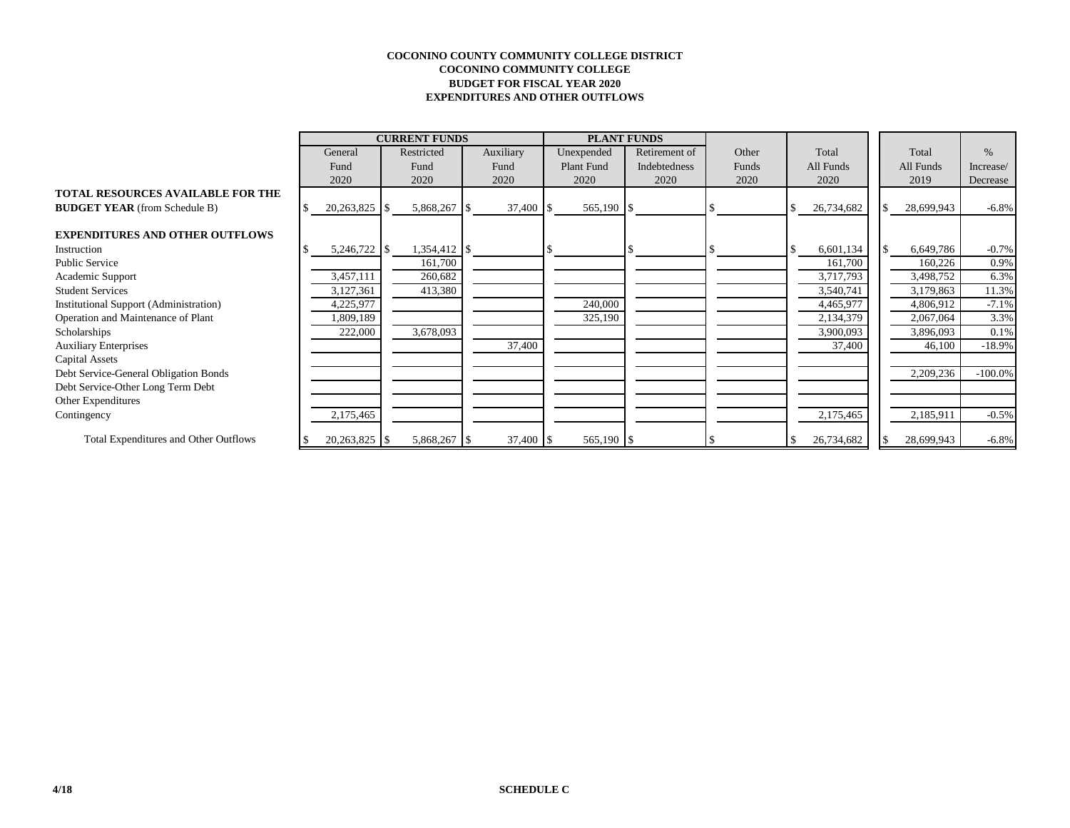**COCONINO COUNTY COMMUNITY COLLEGE DISTRICT**
**COCONINO COMMUNITY COLLEGE**
**BUDGET FOR FISCAL YEAR 2020**
**EXPENDITURES AND OTHER OUTFLOWS**

| | CURRENT FUNDS | | | PLANT FUNDS | | | | | |
|---|---|---|---|---|---|---|---|---|---|
| | General Fund 2020 | Restricted Fund 2020 | Auxiliary Fund 2020 | Unexpended Plant Fund 2020 | Retirement of Indebtedness 2020 | Other Funds 2020 | Total All Funds 2020 | Total All Funds 2019 | % Increase/ Decrease |
| **TOTAL RESOURCES AVAILABLE FOR THE BUDGET YEAR** (from Schedule B) | $ 20,263,825 | $ 5,868,267 | $ 37,400 | $ 565,190 | $ | $ | $ 26,734,682 | $ 28,699,943 | -6.8% |
| **EXPENDITURES AND OTHER OUTFLOWS** | | | | | | | | | |
| Instruction | $ 5,246,722 | $ 1,354,412 | $ | $ | $ | $ | $ 6,601,134 | $ 6,649,786 | -0.7% |
| Public Service | | 161,700 | | | | | 161,700 | 160,226 | 0.9% |
| Academic Support | 3,457,111 | 260,682 | | | | | 3,717,793 | 3,498,752 | 6.3% |
| Student Services | 3,127,361 | 413,380 | | | | | 3,540,741 | 3,179,863 | 11.3% |
| Institutional Support (Administration) | 4,225,977 | | | 240,000 | | | 4,465,977 | 4,806,912 | -7.1% |
| Operation and Maintenance of Plant | 1,809,189 | | | 325,190 | | | 2,134,379 | 2,067,064 | 3.3% |
| Scholarships | 222,000 | 3,678,093 | | | | | 3,900,093 | 3,896,093 | 0.1% |
| Auxiliary Enterprises | | | 37,400 | | | | 37,400 | 46,100 | -18.9% |
| Capital Assets | | | | | | | | | |
| Debt Service-General Obligation Bonds | | | | | | | | 2,209,236 | -100.0% |
| Debt Service-Other Long Term Debt | | | | | | | | | |
| Other Expenditures | | | | | | | | | |
| Contingency | 2,175,465 | | | | | | 2,175,465 | 2,185,911 | -0.5% |
| Total Expenditures and Other Outflows | $ 20,263,825 | $ 5,868,267 | $ 37,400 | $ 565,190 | $ | $ | $ 26,734,682 | $ 28,699,943 | -6.8% |

4/18

**SCHEDULE C**